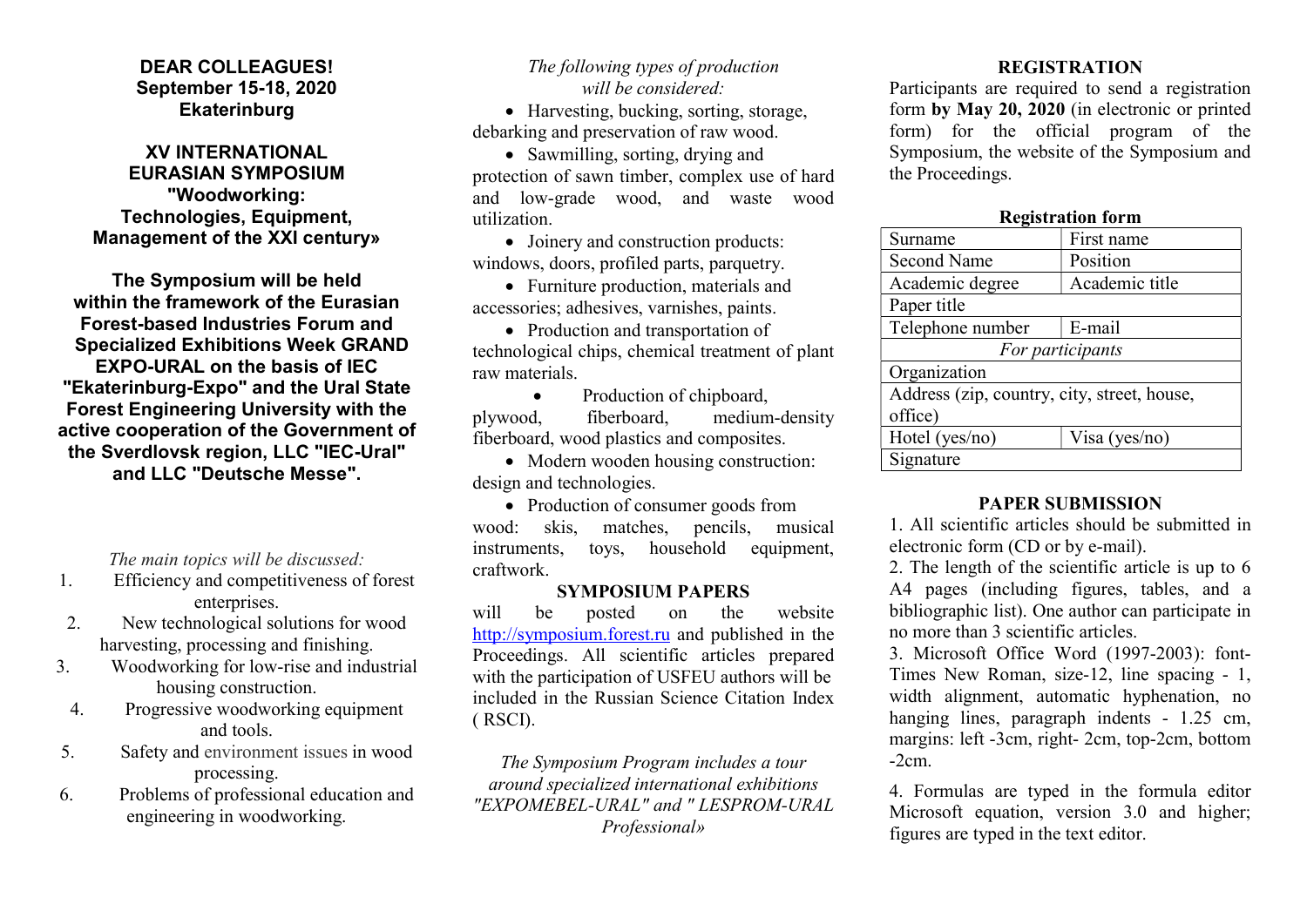**DEAR COLLEAGUES!**
**September 15-18, 2020**
**Ekaterinburg**

# XV INTERNATIONAL EURASIAN SYMPOSIUM "Woodworking: Technologies, Equipment, Management of the XXI century»

**The Symposium will be held within the framework of the Eurasian Forest-based Industries Forum and Specialized Exhibitions Week GRAND EXPO-URAL on the basis of IEC "Ekaterinburg-Expo" and the Ural State Forest Engineering University with the active cooperation of the Government of the Sverdlovsk region, LLC "IEC-Ural" and LLC "Deutsche Messe".**

*The main topics will be discussed:*

1. Efficiency and competitiveness of forest enterprises.
2. New technological solutions for wood harvesting, processing and finishing.
3. Woodworking for low-rise and industrial housing construction.
4. Progressive woodworking equipment and tools.
5. Safety and environment issues in wood processing.
6. Problems of professional education and engineering in woodworking.

*The following types of production will be considered:*

- Harvesting, bucking, sorting, storage, debarking and preservation of raw wood.
- Sawmilling, sorting, drying and protection of sawn timber, complex use of hard and low-grade wood, and waste wood utilization.
- Joinery and construction products: windows, doors, profiled parts, parquetry.
- Furniture production, materials and accessories; adhesives, varnishes, paints.
- Production and transportation of technological chips, chemical treatment of plant raw materials.
- Production of chipboard, plywood, fiberboard, medium-density fiberboard, wood plastics and composites.
- Modern wooden housing construction: design and technologies.
- Production of consumer goods from wood: skis, matches, pencils, musical instruments, toys, household equipment, craftwork.

## SYMPOSIUM PAPERS

will be posted on the website http://symposium.forest.ru and published in the Proceedings. All scientific articles prepared with the participation of USFEU authors will be included in the Russian Science Citation Index ( RSCI).

*The Symposium Program includes a tour around specialized international exhibitions "EXPOMEBEL-URAL" and " LESPROM-URAL Professional»*

## REGISTRATION

Participants are required to send a registration form **by May 20, 2020** (in electronic or printed form) for the official program of the Symposium, the website of the Symposium and the Proceedings.

**Registration form**

| Surname | First name |
|---|---|
| Second Name | Position |
| Academic degree | Academic title |
| Paper title | |
| Telephone number | E-mail |
| *For participants* | |
| Organization | |
| Address (zip, country, city, street, house, office) | |
| Hotel (yes/no) | Visa (yes/no) |
| Signature | |

## PAPER SUBMISSION

1. All scientific articles should be submitted in electronic form (CD or by e-mail).
2. The length of the scientific article is up to 6 A4 pages (including figures, tables, and a bibliographic list). One author can participate in no more than 3 scientific articles.
3. Microsoft Office Word (1997-2003): font- Times New Roman, size-12, line spacing - 1, width alignment, automatic hyphenation, no hanging lines, paragraph indents - 1.25 cm, margins: left -3cm, right- 2cm, top-2cm, bottom -2cm.
4. Formulas are typed in the formula editor Microsoft equation, version 3.0 and higher; figures are typed in the text editor.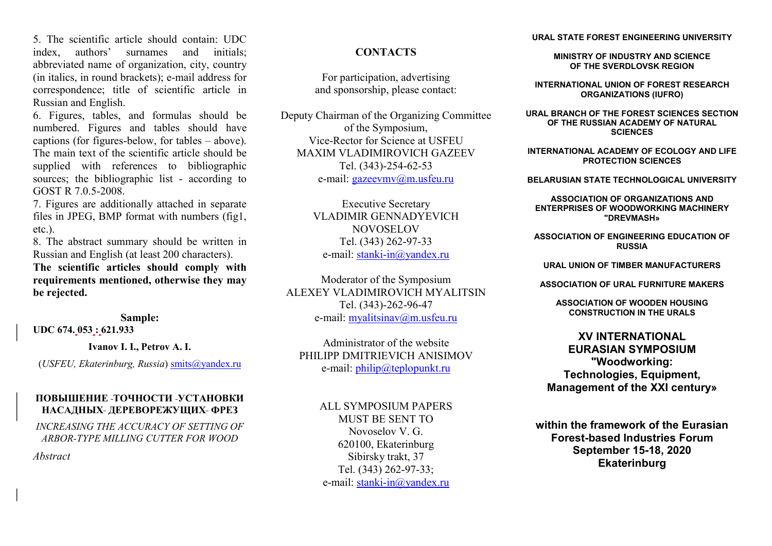5. The scientific article should contain: UDC index, authors' surnames and initials; abbreviated name of organization, city, country (in italics, in round brackets); e-mail address for correspondence; title of scientific article in Russian and English.

6. Figures, tables, and formulas should be numbered. Figures and tables should have captions (for figures-below, for tables – above). The main text of the scientific article should be supplied with references to bibliographic sources; the bibliographic list - according to GOST R 7.0.5-2008.

7. Figures are additionally attached in separate files in JPEG, BMP format with numbers (fig1, etc.).

8. The abstract summary should be written in Russian and English (at least 200 characters).

**The scientific articles should comply with requirements mentioned, otherwise they may be rejected.**

**Sample:**

**UDC 674. 053 : 621.933**

**Ivanov I. I., Petrov A. I.**

(*USFEU, Ekaterinburg, Russia*) smits@yandex.ru

**ПОВЫШЕНИЕ ТОЧНОСТИ УСТАНОВКИ НАСАДНЫХ ДЕРЕВОРЕЖУЩИХ ФРЕЗ**

*INCREASING THE ACCURACY OF SETTING OF ARBOR-TYPE MILLING CUTTER FOR WOOD*

*Abstract*

## CONTACTS

For participation, advertising and sponsorship, please contact:

Deputy Chairman of the Organizing Committee of the Symposium,
Vice-Rector for Science at USFEU
MAXIM VLADIMIROVICH GAZEEV
Tel. (343)-254-62-53
e-mail: gazeevmv@m.usfeu.ru

Executive Secretary
VLADIMIR GENNADYEVICH NOVOSELOV
Tel. (343) 262-97-33
e-mail: stanki-in@yandex.ru

Moderator of the Symposium
ALEXEY VLADIMIROVICH MYALITSIN
Tel. (343)-262-96-47
e-mail: myalitsinav@m.usfeu.ru

Administrator of the website
PHILIPP DMITRIEVICH ANISIMOV
e-mail: philip@teplopunkt.ru

ALL SYMPOSIUM PAPERS MUST BE SENT TO
Novoselov V. G.
620100, Ekaterinburg
Sibirsky trakt, 37
Tel. (343) 262-97-33;
e-mail: stanki-in@yandex.ru

**URAL STATE FOREST ENGINEERING UNIVERSITY**

**MINISTRY OF INDUSTRY AND SCIENCE OF THE SVERDLOVSK REGION**

**INTERNATIONAL UNION OF FOREST RESEARCH ORGANIZATIONS (IUFRO)**

**URAL BRANCH OF THE FOREST SCIENCES SECTION OF THE RUSSIAN ACADEMY OF NATURAL SCIENCES**

**INTERNATIONAL ACADEMY OF ECOLOGY AND LIFE PROTECTION SCIENCES**

**BELARUSIAN STATE TECHNOLOGICAL UNIVERSITY**

**ASSOCIATION OF ORGANIZATIONS AND ENTERPRISES OF WOODWORKING MACHINERY "DREVMASH»**

**ASSOCIATION OF ENGINEERING EDUCATION OF RUSSIA**

**URAL UNION OF TIMBER MANUFACTURERS**

**ASSOCIATION OF URAL FURNITURE MAKERS**

**ASSOCIATION OF WOODEN HOUSING CONSTRUCTION IN THE URALS**

# XV INTERNATIONAL EURASIAN SYMPOSIUM "Woodworking: Technologies, Equipment, Management of the XXI century»

**within the framework of the Eurasian Forest-based Industries Forum**
**September 15-18, 2020**
**Ekaterinburg**